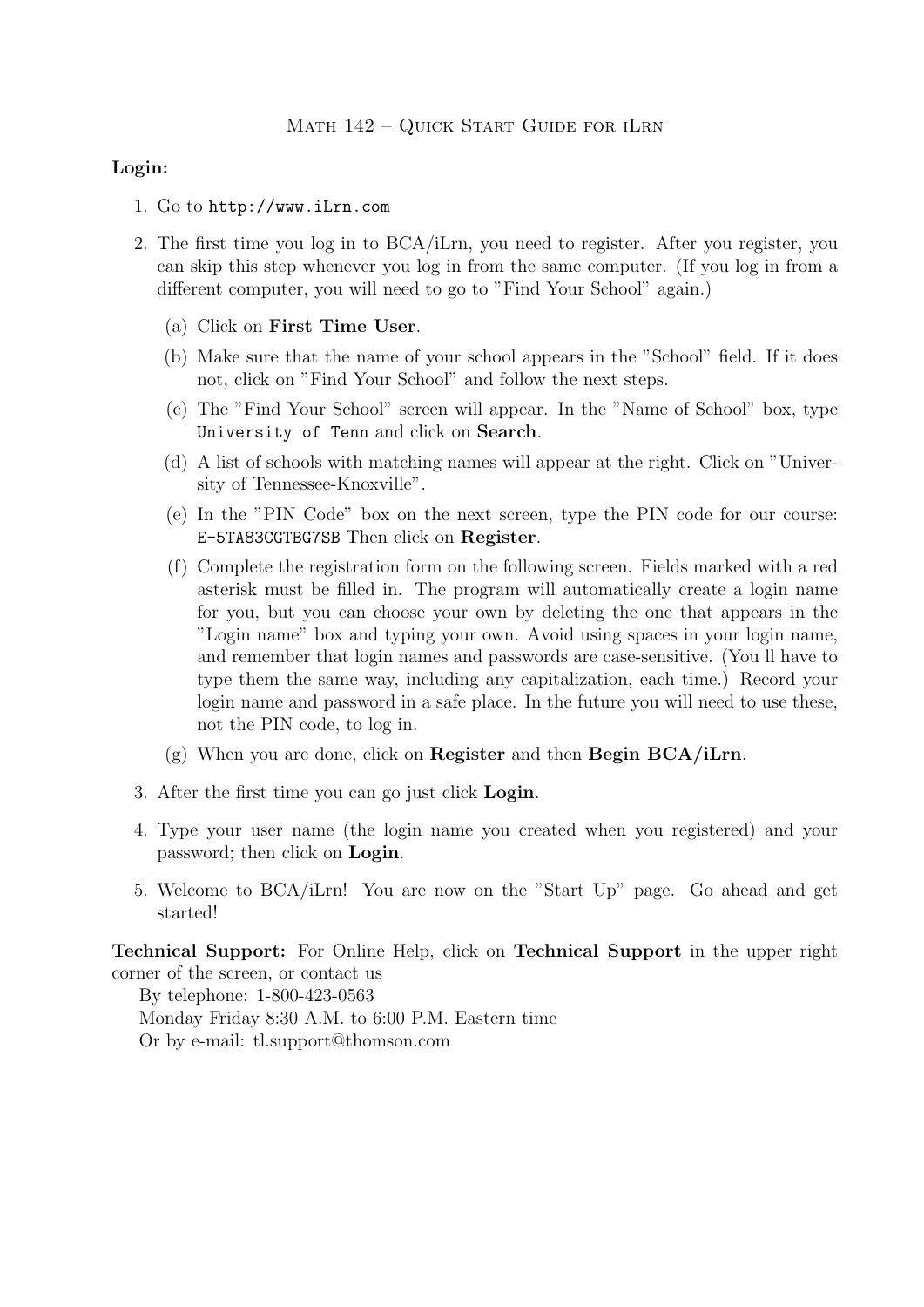# Math 142 – Quick Start Guide for iLrn

**Login:**

1. Go to `http://www.iLrn.com`
2. The first time you log in to BCA/iLrn, you need to register. After you register, you can skip this step whenever you log in from the same computer. (If you log in from a different computer, you will need to go to "Find Your School" again.)
   (a) Click on **First Time User**.
   (b) Make sure that the name of your school appears in the "School" field. If it does not, click on "Find Your School" and follow the next steps.
   (c) The "Find Your School" screen will appear. In the "Name of School" box, type `University of Tenn` and click on **Search**.
   (d) A list of schools with matching names will appear at the right. Click on "University of Tennessee-Knoxville".
   (e) In the "PIN Code" box on the next screen, type the PIN code for our course: `E-5TA83CGTBG7SB` Then click on **Register**.
   (f) Complete the registration form on the following screen. Fields marked with a red asterisk must be filled in. The program will automatically create a login name for you, but you can choose your own by deleting the one that appears in the "Login name" box and typing your own. Avoid using spaces in your login name, and remember that login names and passwords are case-sensitive. (You ll have to type them the same way, including any capitalization, each time.) Record your login name and password in a safe place. In the future you will need to use these, not the PIN code, to log in.
   (g) When you are done, click on **Register** and then **Begin BCA/iLrn**.
3. After the first time you can go just click **Login**.
4. Type your user name (the login name you created when you registered) and your password; then click on **Login**.
5. Welcome to BCA/iLrn! You are now on the "Start Up" page. Go ahead and get started!

**Technical Support:** For Online Help, click on **Technical Support** in the upper right corner of the screen, or contact us

By telephone: 1-800-423-0563

Monday Friday 8:30 A.M. to 6:00 P.M. Eastern time

Or by e-mail: tl.support@thomson.com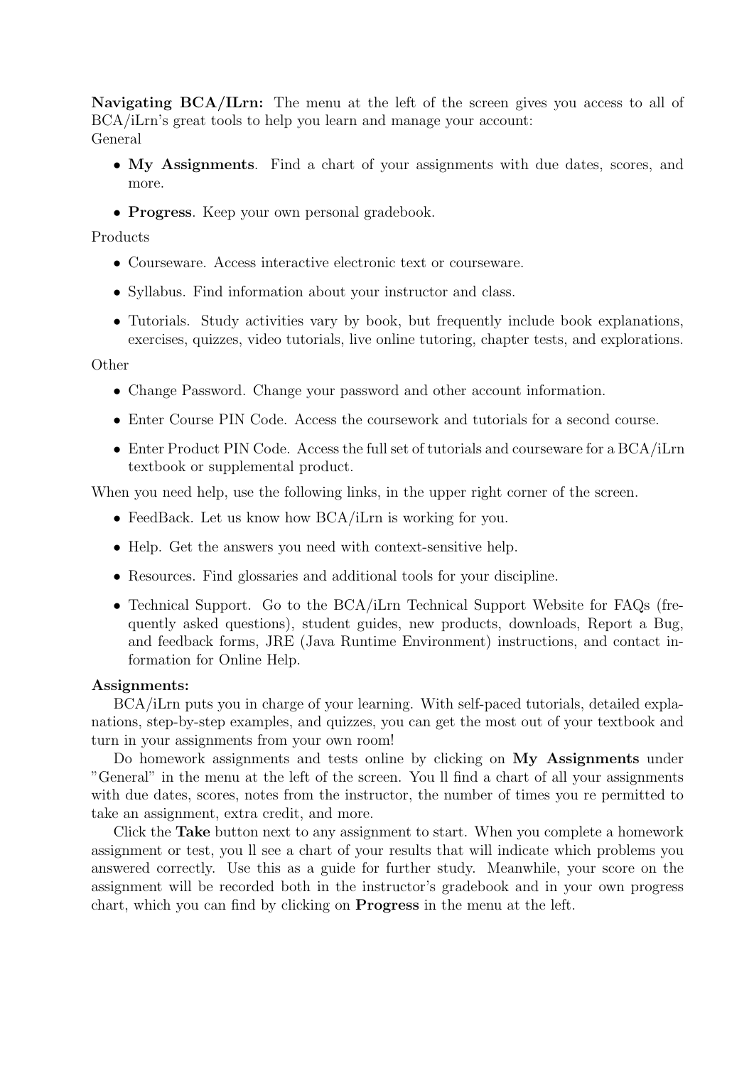**Navigating BCA/ILrn:** The menu at the left of the screen gives you access to all of BCA/iLrn's great tools to help you learn and manage your account:
General

- **My Assignments**. Find a chart of your assignments with due dates, scores, and more.
- **Progress**. Keep your own personal gradebook.

Products

- Courseware. Access interactive electronic text or courseware.
- Syllabus. Find information about your instructor and class.
- Tutorials. Study activities vary by book, but frequently include book explanations, exercises, quizzes, video tutorials, live online tutoring, chapter tests, and explorations.

Other

- Change Password. Change your password and other account information.
- Enter Course PIN Code. Access the coursework and tutorials for a second course.
- Enter Product PIN Code. Access the full set of tutorials and courseware for a BCA/iLrn textbook or supplemental product.

When you need help, use the following links, in the upper right corner of the screen.

- FeedBack. Let us know how BCA/iLrn is working for you.
- Help. Get the answers you need with context-sensitive help.
- Resources. Find glossaries and additional tools for your discipline.
- Technical Support. Go to the BCA/iLrn Technical Support Website for FAQs (frequently asked questions), student guides, new products, downloads, Report a Bug, and feedback forms, JRE (Java Runtime Environment) instructions, and contact information for Online Help.

**Assignments:**

BCA/iLrn puts you in charge of your learning. With self-paced tutorials, detailed explanations, step-by-step examples, and quizzes, you can get the most out of your textbook and turn in your assignments from your own room!

Do homework assignments and tests online by clicking on **My Assignments** under "General" in the menu at the left of the screen. You ll find a chart of all your assignments with due dates, scores, notes from the instructor, the number of times you re permitted to take an assignment, extra credit, and more.

Click the **Take** button next to any assignment to start. When you complete a homework assignment or test, you ll see a chart of your results that will indicate which problems you answered correctly. Use this as a guide for further study. Meanwhile, your score on the assignment will be recorded both in the instructor's gradebook and in your own progress chart, which you can find by clicking on **Progress** in the menu at the left.